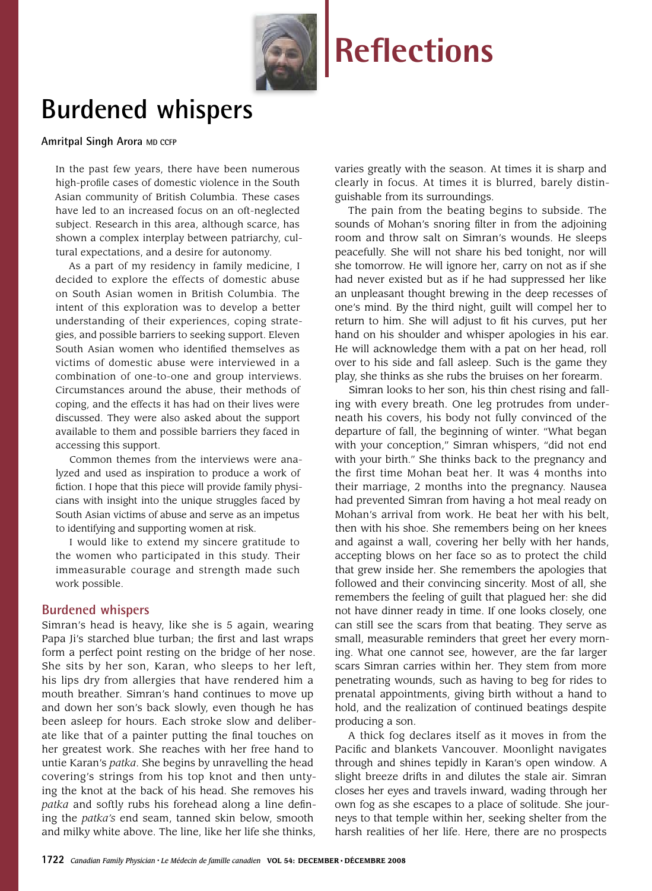# Reflections

## Burdened whispers

**Amritpal Singh Arora** MD CCFP

In the past few years, there have been numerous high-profile cases of domestic violence in the South Asian community of British Columbia. These cases have led to an increased focus on an oft-neglected subject. Research in this area, although scarce, has shown a complex interplay between patriarchy, cultural expectations, and a desire for autonomy.

As a part of my residency in family medicine, I decided to explore the effects of domestic abuse on South Asian women in British Columbia. The intent of this exploration was to develop a better understanding of their experiences, coping strategies, and possible barriers to seeking support. Eleven South Asian women who identified themselves as victims of domestic abuse were interviewed in a combination of one-to-one and group interviews. Circumstances around the abuse, their methods of coping, and the effects it has had on their lives were discussed. They were also asked about the support available to them and possible barriers they faced in accessing this support.

Common themes from the interviews were analyzed and used as inspiration to produce a work of fiction. I hope that this piece will provide family physicians with insight into the unique struggles faced by South Asian victims of abuse and serve as an impetus to identifying and supporting women at risk.

I would like to extend my sincere gratitude to the women who participated in this study. Their immeasurable courage and strength made such work possible.

### Burdened whispers

Simran's head is heavy, like she is 5 again, wearing Papa Ji's starched blue turban; the first and last wraps form a perfect point resting on the bridge of her nose. She sits by her son, Karan, who sleeps to her left, his lips dry from allergies that have rendered him a mouth breather. Simran's hand continues to move up and down her son's back slowly, even though he has been asleep for hours. Each stroke slow and deliberate like that of a painter putting the final touches on her greatest work. She reaches with her free hand to untie Karan's *patka*. She begins by unravelling the head covering's strings from his top knot and then untying the knot at the back of his head. She removes his *patka* and softly rubs his forehead along a line defining the *patka's* end seam, tanned skin below, smooth and milky white above. The line, like her life she thinks, varies greatly with the season. At times it is sharp and clearly in focus. At times it is blurred, barely distinguishable from its surroundings.

The pain from the beating begins to subside. The sounds of Mohan's snoring filter in from the adjoining room and throw salt on Simran's wounds. He sleeps peacefully. She will not share his bed tonight, nor will she tomorrow. He will ignore her, carry on not as if she had never existed but as if he had suppressed her like an unpleasant thought brewing in the deep recesses of one's mind. By the third night, guilt will compel her to return to him. She will adjust to fit his curves, put her hand on his shoulder and whisper apologies in his ear. He will acknowledge them with a pat on her head, roll over to his side and fall asleep. Such is the game they play, she thinks as she rubs the bruises on her forearm.

Simran looks to her son, his thin chest rising and falling with every breath. One leg protrudes from underneath his covers, his body not fully convinced of the departure of fall, the beginning of winter. "What began with your conception," Simran whispers, "did not end with your birth." She thinks back to the pregnancy and the first time Mohan beat her. It was 4 months into their marriage, 2 months into the pregnancy. Nausea had prevented Simran from having a hot meal ready on Mohan's arrival from work. He beat her with his belt, then with his shoe. She remembers being on her knees and against a wall, covering her belly with her hands, accepting blows on her face so as to protect the child that grew inside her. She remembers the apologies that followed and their convincing sincerity. Most of all, she remembers the feeling of guilt that plagued her: she did not have dinner ready in time. If one looks closely, one can still see the scars from that beating. They serve as small, measurable reminders that greet her every morning. What one cannot see, however, are the far larger scars Simran carries within her. They stem from more penetrating wounds, such as having to beg for rides to prenatal appointments, giving birth without a hand to hold, and the realization of continued beatings despite producing a son.

A thick fog declares itself as it moves in from the Pacific and blankets Vancouver. Moonlight navigates through and shines tepidly in Karan's open window. A slight breeze drifts in and dilutes the stale air. Simran closes her eyes and travels inward, wading through her own fog as she escapes to a place of solitude. She journeys to that temple within her, seeking shelter from the harsh realities of her life. Here, there are no prospects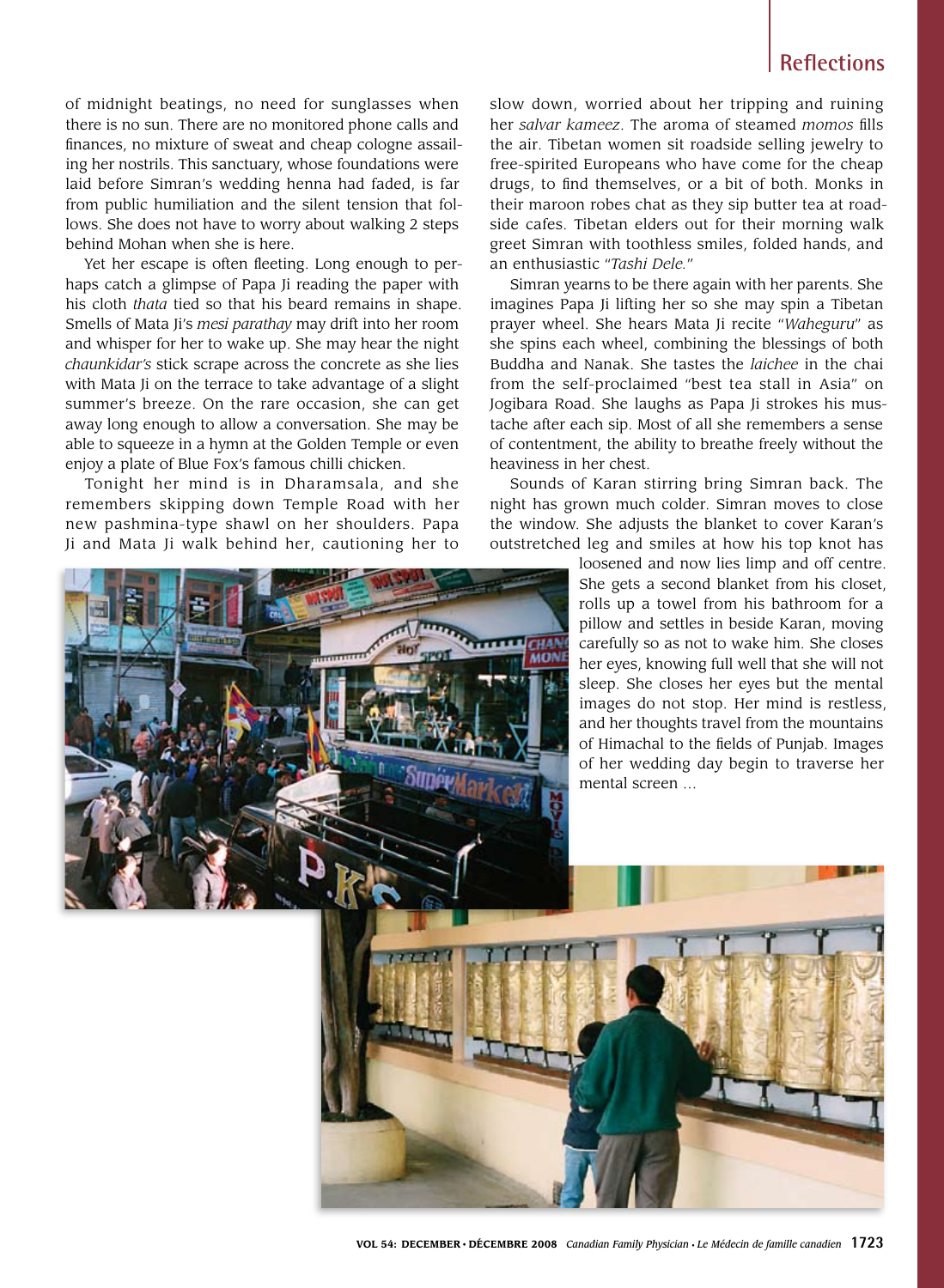of midnight beatings, no need for sunglasses when there is no sun. There are no monitored phone calls and finances, no mixture of sweat and cheap cologne assailing her nostrils. This sanctuary, whose foundations were laid before Simran's wedding henna had faded, is far from public humiliation and the silent tension that follows. She does not have to worry about walking 2 steps behind Mohan when she is here.

Yet her escape is often fleeting. Long enough to perhaps catch a glimpse of Papa Ji reading the paper with his cloth *thata* tied so that his beard remains in shape. Smells of Mata Ji's *mesi parathay* may drift into her room and whisper for her to wake up. She may hear the night *chaunkidar's* stick scrape across the concrete as she lies with Mata Ji on the terrace to take advantage of a slight summer's breeze. On the rare occasion, she can get away long enough to allow a conversation. She may be able to squeeze in a hymn at the Golden Temple or even enjoy a plate of Blue Fox's famous chilli chicken.

Tonight her mind is in Dharamsala, and she remembers skipping down Temple Road with her new pashmina-type shawl on her shoulders. Papa Ji and Mata Ji walk behind her, cautioning her to slow down, worried about her tripping and ruining her *salvar kameez*. The aroma of steamed *momos* fills the air. Tibetan women sit roadside selling jewelry to free-spirited Europeans who have come for the cheap drugs, to find themselves, or a bit of both. Monks in their maroon robes chat as they sip butter tea at roadside cafes. Tibetan elders out for their morning walk greet Simran with toothless smiles, folded hands, and an enthusiastic "*Tashi Dele.*"

Simran yearns to be there again with her parents. She imagines Papa Ji lifting her so she may spin a Tibetan prayer wheel. She hears Mata Ji recite "*Waheguru*" as she spins each wheel, combining the blessings of both Buddha and Nanak. She tastes the *laichee* in the chai from the self-proclaimed "best tea stall in Asia" on Jogibara Road. She laughs as Papa Ji strokes his mustache after each sip. Most of all she remembers a sense of contentment, the ability to breathe freely without the heaviness in her chest.

Sounds of Karan stirring bring Simran back. The night has grown much colder. Simran moves to close the window. She adjusts the blanket to cover Karan's outstretched leg and smiles at how his top knot has loosened and now lies limp and off centre. She gets a second blanket from his closet, rolls up a towel from his bathroom for a pillow and settles in beside Karan, moving carefully so as not to wake him. She closes her eyes, knowing full well that she will not sleep. She closes her eyes but the mental images do not stop. Her mind is restless, and her thoughts travel from the mountains of Himachal to the fields of Punjab. Images of her wedding day begin to traverse her mental screen ...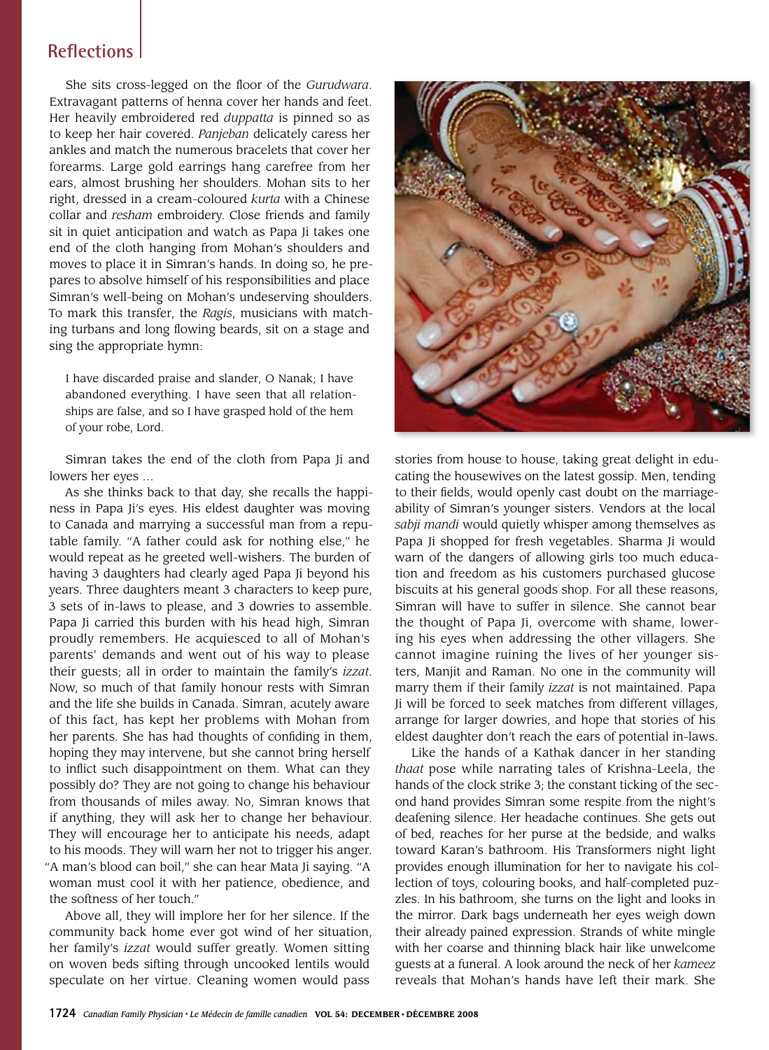## Reflections

She sits cross-legged on the floor of the *Gurudwara*. Extravagant patterns of henna cover her hands and feet. Her heavily embroidered red *duppatta* is pinned so as to keep her hair covered. *Panjeban* delicately caress her ankles and match the numerous bracelets that cover her forearms. Large gold earrings hang carefree from her ears, almost brushing her shoulders. Mohan sits to her right, dressed in a cream-coloured *kurta* with a Chinese collar and *resham* embroidery. Close friends and family sit in quiet anticipation and watch as Papa Ji takes one end of the cloth hanging from Mohan's shoulders and moves to place it in Simran's hands. In doing so, he prepares to absolve himself of his responsibilities and place Simran's well-being on Mohan's undeserving shoulders. To mark this transfer, the *Ragis*, musicians with matching turbans and long flowing beards, sit on a stage and sing the appropriate hymn:

> I have discarded praise and slander, O Nanak; I have abandoned everything. I have seen that all relationships are false, and so I have grasped hold of the hem of your robe, Lord.

Simran takes the end of the cloth from Papa Ji and lowers her eyes ...

As she thinks back to that day, she recalls the happiness in Papa Ji's eyes. His eldest daughter was moving to Canada and marrying a successful man from a reputable family. "A father could ask for nothing else," he would repeat as he greeted well-wishers. The burden of having 3 daughters had clearly aged Papa Ji beyond his years. Three daughters meant 3 characters to keep pure, 3 sets of in-laws to please, and 3 dowries to assemble. Papa Ji carried this burden with his head high, Simran proudly remembers. He acquiesced to all of Mohan's parents' demands and went out of his way to please their guests; all in order to maintain the family's *izzat*. Now, so much of that family honour rests with Simran and the life she builds in Canada. Simran, acutely aware of this fact, has kept her problems with Mohan from her parents. She has had thoughts of confiding in them, hoping they may intervene, but she cannot bring herself to inflict such disappointment on them. What can they possibly do? They are not going to change his behaviour from thousands of miles away. No, Simran knows that if anything, they will ask her to change her behaviour. They will encourage her to anticipate his needs, adapt to his moods. They will warn her not to trigger his anger. "A man's blood can boil," she can hear Mata Ji saying. "A woman must cool it with her patience, obedience, and the softness of her touch."

Above all, they will implore her for her silence. If the community back home ever got wind of her situation, her family's *izzat* would suffer greatly. Women sitting on woven beds sifting through uncooked lentils would speculate on her virtue. Cleaning women would pass stories from house to house, taking great delight in educating the housewives on the latest gossip. Men, tending to their fields, would openly cast doubt on the marriageability of Simran's younger sisters. Vendors at the local *sabji mandi* would quietly whisper among themselves as Papa Ji shopped for fresh vegetables. Sharma Ji would warn of the dangers of allowing girls too much education and freedom as his customers purchased glucose biscuits at his general goods shop. For all these reasons, Simran will have to suffer in silence. She cannot bear the thought of Papa Ji, overcome with shame, lowering his eyes when addressing the other villagers. She cannot imagine ruining the lives of her younger sisters, Manjit and Raman. No one in the community will marry them if their family *izzat* is not maintained. Papa Ji will be forced to seek matches from different villages, arrange for larger dowries, and hope that stories of his eldest daughter don't reach the ears of potential in-laws.

Like the hands of a Kathak dancer in her standing *thaat* pose while narrating tales of Krishna-Leela, the hands of the clock strike 3; the constant ticking of the second hand provides Simran some respite from the night's deafening silence. Her headache continues. She gets out of bed, reaches for her purse at the bedside, and walks toward Karan's bathroom. His Transformers night light provides enough illumination for her to navigate his collection of toys, colouring books, and half-completed puzzles. In his bathroom, she turns on the light and looks in the mirror. Dark bags underneath her eyes weigh down their already pained expression. Strands of white mingle with her coarse and thinning black hair like unwelcome guests at a funeral. A look around the neck of her *kameez* reveals that Mohan's hands have left their mark. She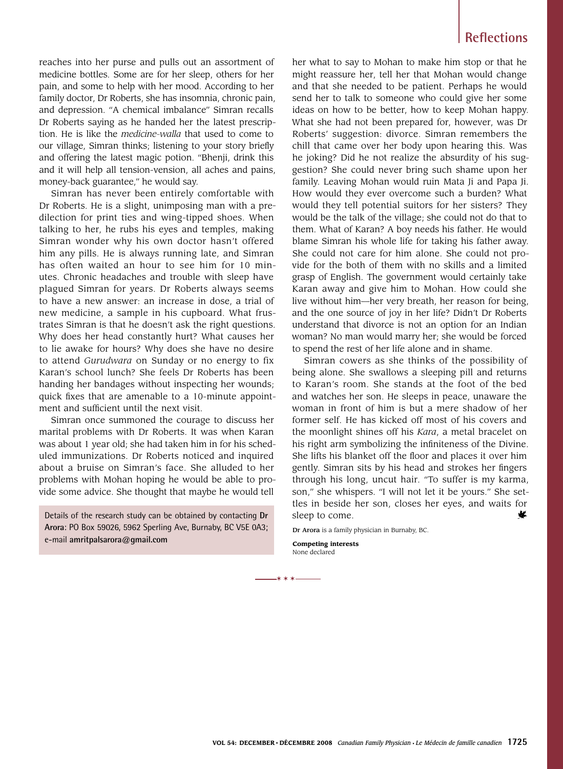reaches into her purse and pulls out an assortment of medicine bottles. Some are for her sleep, others for her pain, and some to help with her mood. According to her family doctor, Dr Roberts, she has insomnia, chronic pain, and depression. "A chemical imbalance" Simran recalls Dr Roberts saying as he handed her the latest prescription. He is like the *medicine-walla* that used to come to our village, Simran thinks; listening to your story briefly and offering the latest magic potion. "Bhenji, drink this and it will help all tension-version, all aches and pains, money-back guarantee," he would say.

Simran has never been entirely comfortable with Dr Roberts. He is a slight, unimposing man with a predilection for print ties and wing-tipped shoes. When talking to her, he rubs his eyes and temples, making Simran wonder why his own doctor hasn't offered him any pills. He is always running late, and Simran has often waited an hour to see him for 10 minutes. Chronic headaches and trouble with sleep have plagued Simran for years. Dr Roberts always seems to have a new answer: an increase in dose, a trial of new medicine, a sample in his cupboard. What frustrates Simran is that he doesn't ask the right questions. Why does her head constantly hurt? What causes her to lie awake for hours? Why does she have no desire to attend *Gurudwara* on Sunday or no energy to fix Karan's school lunch? She feels Dr Roberts has been handing her bandages without inspecting her wounds; quick fixes that are amenable to a 10-minute appointment and sufficient until the next visit.

Simran once summoned the courage to discuss her marital problems with Dr Roberts. It was when Karan was about 1 year old; she had taken him in for his scheduled immunizations. Dr Roberts noticed and inquired about a bruise on Simran's face. She alluded to her problems with Mohan hoping he would be able to provide some advice. She thought that maybe he would tell her what to say to Mohan to make him stop or that he might reassure her, tell her that Mohan would change and that she needed to be patient. Perhaps he would send her to talk to someone who could give her some ideas on how to be better, how to keep Mohan happy. What she had not been prepared for, however, was Dr Roberts' suggestion: divorce. Simran remembers the chill that came over her body upon hearing this. Was he joking? Did he not realize the absurdity of his suggestion? She could never bring such shame upon her family. Leaving Mohan would ruin Mata Ji and Papa Ji. How would they ever overcome such a burden? What would they tell potential suitors for her sisters? They would be the talk of the village; she could not do that to them. What of Karan? A boy needs his father. He would blame Simran his whole life for taking his father away. She could not care for him alone. She could not provide for the both of them with no skills and a limited grasp of English. The government would certainly take Karan away and give him to Mohan. How could she live without him—her very breath, her reason for being, and the one source of joy in her life? Didn't Dr Roberts understand that divorce is not an option for an Indian woman? No man would marry her; she would be forced to spend the rest of her life alone and in shame.

Simran cowers as she thinks of the possibility of being alone. She swallows a sleeping pill and returns to Karan's room. She stands at the foot of the bed and watches her son. He sleeps in peace, unaware the woman in front of him is but a mere shadow of her former self. He has kicked off most of his covers and the moonlight shines off his *Kara*, a metal bracelet on his right arm symbolizing the infiniteness of the Divine. She lifts his blanket off the floor and places it over him gently. Simran sits by his head and strokes her fingers through his long, uncut hair. "To suffer is my karma, son," she whispers. "I will not let it be yours." She settles in beside her son, closes her eyes, and waits for sleep to come.

Details of the research study can be obtained by contacting **Dr Arora**: PO Box 59026, 5962 Sperling Ave, Burnaby, BC V5E 0A3; e-mail **amritpalsarora@gmail.com**

**Dr Arora** is a family physician in Burnaby, BC.

**Competing interests**
None declared